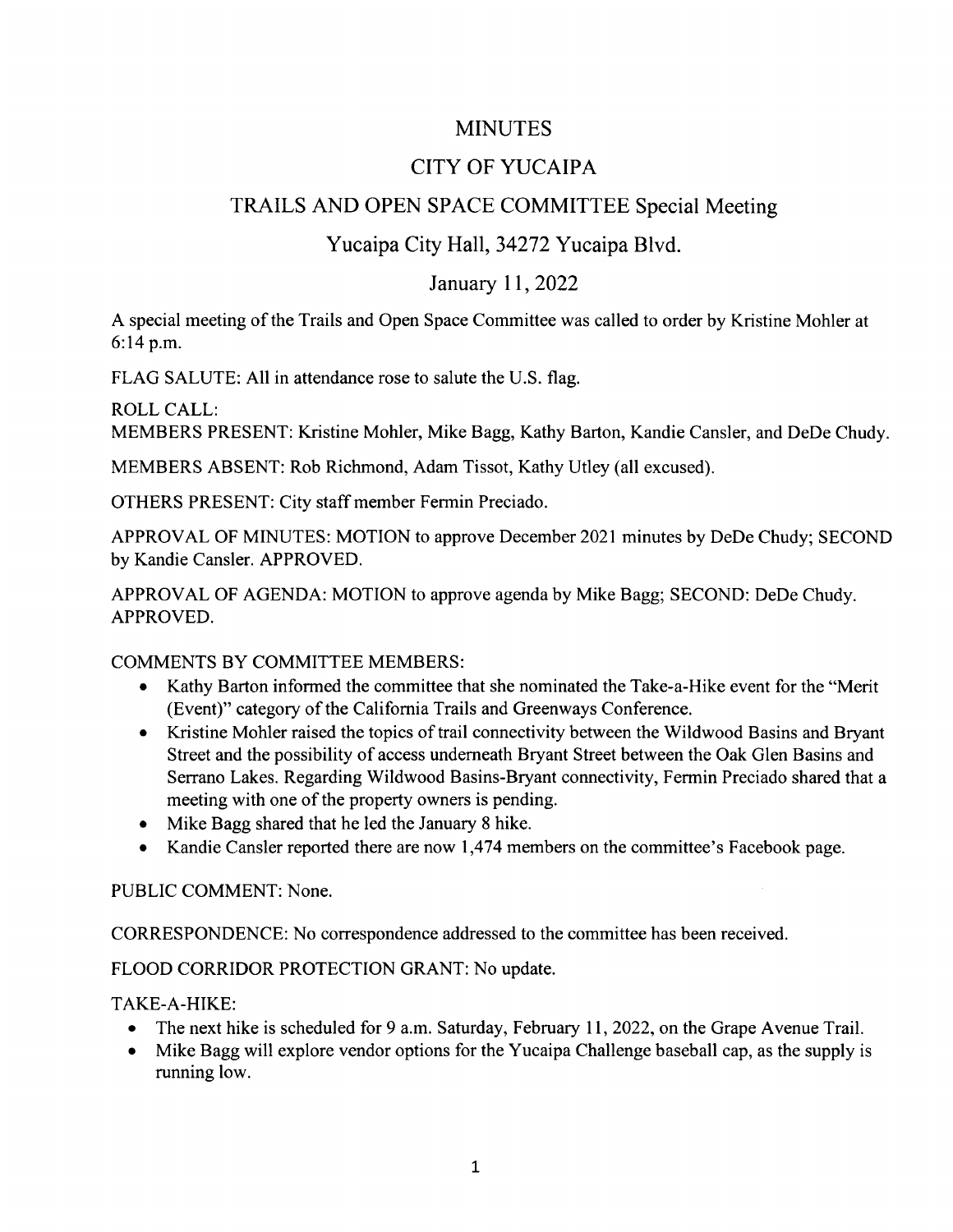# MINUTES

## CITY OF YUCAIPA

## TRAILS AND OPEN SPACE COMMITTEE Special Meeting

## Yucaipa City Hall, 34272 Yucaipa Blvd.

## January 11, 2022

A special meeting of the Trails and Open Space Committee was called to order by Kristine Mohler at 6:14 p.m.

FLAG SALUTE: All in attendance rose to salute the U.S. flag.

ROLL CALL:
MEMBERS PRESENT: Kristine Mohler, Mike Bagg, Kathy Barton, Kandie Cansler, and DeDe Chudy.

MEMBERS ABSENT: Rob Richmond, Adam Tissot, Kathy Utley (all excused).

OTHERS PRESENT: City staff member Fermin Preciado.

APPROVAL OF MINUTES: MOTION to approve December 2021 minutes by DeDe Chudy; SECOND by Kandie Cansler. APPROVED.

APPROVAL OF AGENDA: MOTION to approve agenda by Mike Bagg; SECOND: DeDe Chudy. APPROVED.

COMMENTS BY COMMITTEE MEMBERS:

- Kathy Barton informed the committee that she nominated the Take-a-Hike event for the "Merit (Event)" category of the California Trails and Greenways Conference.
- Kristine Mohler raised the topics of trail connectivity between the Wildwood Basins and Bryant Street and the possibility of access underneath Bryant Street between the Oak Glen Basins and Serrano Lakes. Regarding Wildwood Basins-Bryant connectivity, Fermin Preciado shared that a meeting with one of the property owners is pending.
- Mike Bagg shared that he led the January 8 hike.
- Kandie Cansler reported there are now 1,474 members on the committee's Facebook page.

PUBLIC COMMENT: None.

CORRESPONDENCE: No correspondence addressed to the committee has been received.

FLOOD CORRIDOR PROTECTION GRANT: No update.

TAKE-A-HIKE:

- The next hike is scheduled for 9 a.m. Saturday, February 11, 2022, on the Grape Avenue Trail.
- Mike Bagg will explore vendor options for the Yucaipa Challenge baseball cap, as the supply is running low.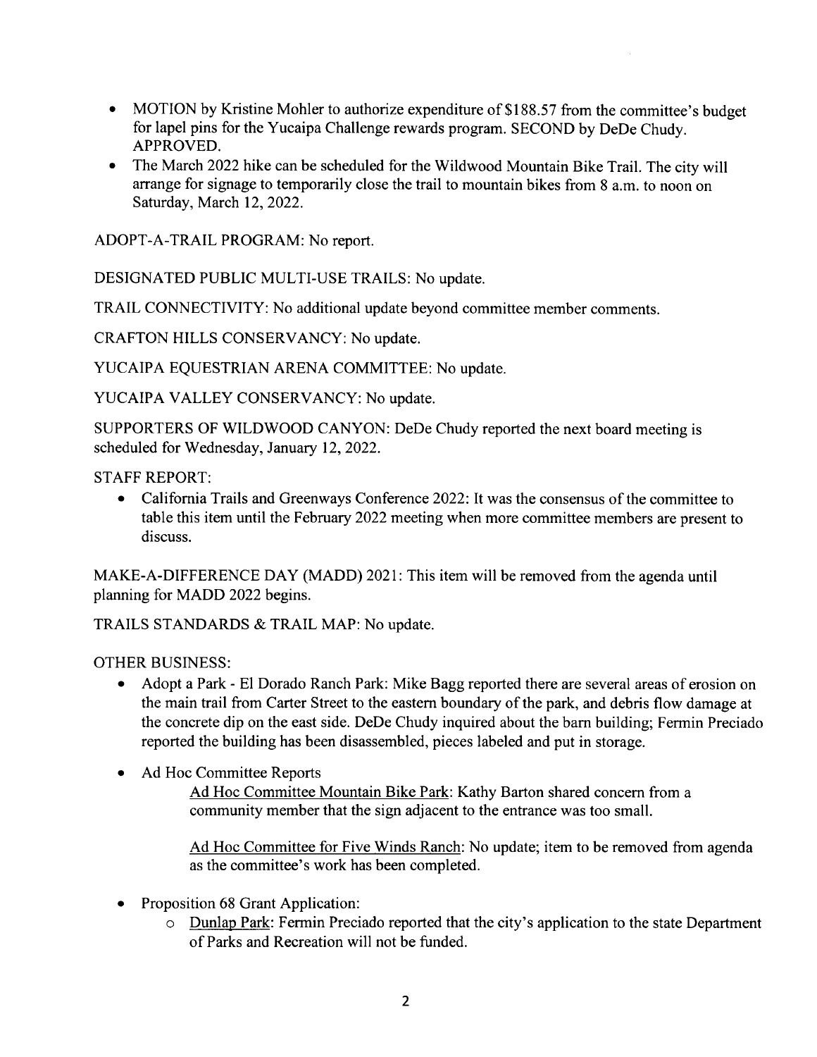- MOTION by Kristine Mohler to authorize expenditure of $188.57 from the committee's budget for lapel pins for the Yucaipa Challenge rewards program. SECOND by DeDe Chudy. APPROVED.
- The March 2022 hike can be scheduled for the Wildwood Mountain Bike Trail. The city will arrange for signage to temporarily close the trail to mountain bikes from 8 a.m. to noon on Saturday, March 12, 2022.

ADOPT-A-TRAIL PROGRAM: No report.

DESIGNATED PUBLIC MULTI-USE TRAILS: No update.

TRAIL CONNECTIVITY: No additional update beyond committee member comments.

CRAFTON HILLS CONSERVANCY: No update.

YUCAIPA EQUESTRIAN ARENA COMMITTEE: No update.

YUCAIPA VALLEY CONSERVANCY: No update.

SUPPORTERS OF WILDWOOD CANYON: DeDe Chudy reported the next board meeting is scheduled for Wednesday, January 12, 2022.

STAFF REPORT:

- California Trails and Greenways Conference 2022: It was the consensus of the committee to table this item until the February 2022 meeting when more committee members are present to discuss.

MAKE-A-DIFFERENCE DAY (MADD) 2021: This item will be removed from the agenda until planning for MADD 2022 begins.

TRAILS STANDARDS & TRAIL MAP: No update.

OTHER BUSINESS:

- Adopt a Park - El Dorado Ranch Park: Mike Bagg reported there are several areas of erosion on the main trail from Carter Street to the eastern boundary of the park, and debris flow damage at the concrete dip on the east side. DeDe Chudy inquired about the barn building; Fermin Preciado reported the building has been disassembled, pieces labeled and put in storage.

- Ad Hoc Committee Reports

  Ad Hoc Committee Mountain Bike Park: Kathy Barton shared concern from a community member that the sign adjacent to the entrance was too small.

  Ad Hoc Committee for Five Winds Ranch: No update; item to be removed from agenda as the committee's work has been completed.

- Proposition 68 Grant Application:
  - Dunlap Park: Fermin Preciado reported that the city's application to the state Department of Parks and Recreation will not be funded.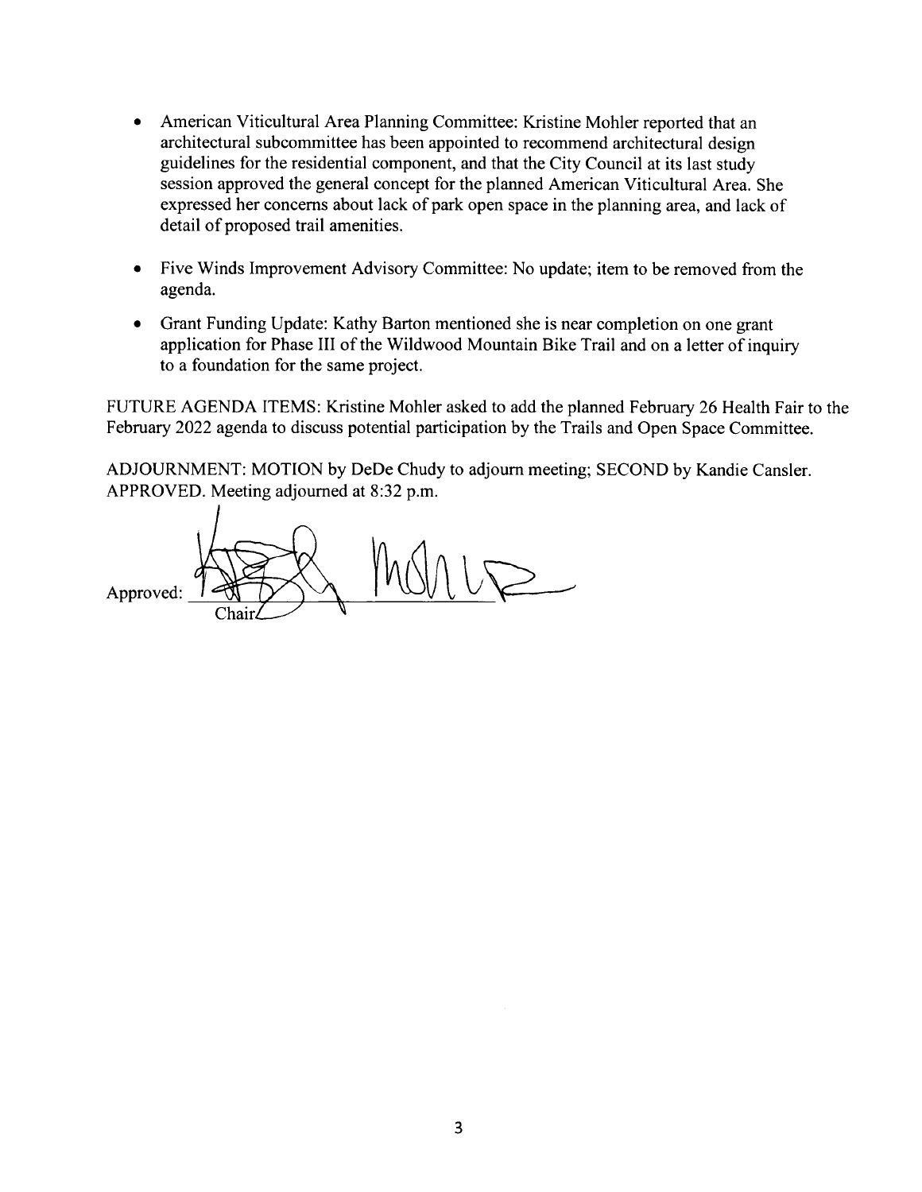- American Viticultural Area Planning Committee: Kristine Mohler reported that an architectural subcommittee has been appointed to recommend architectural design guidelines for the residential component, and that the City Council at its last study session approved the general concept for the planned American Viticultural Area. She expressed her concerns about lack of park open space in the planning area, and lack of detail of proposed trail amenities.

- Five Winds Improvement Advisory Committee: No update; item to be removed from the agenda.

- Grant Funding Update: Kathy Barton mentioned she is near completion on one grant application for Phase III of the Wildwood Mountain Bike Trail and on a letter of inquiry to a foundation for the same project.

FUTURE AGENDA ITEMS: Kristine Mohler asked to add the planned February 26 Health Fair to the February 2022 agenda to discuss potential participation by the Trails and Open Space Committee.

ADJOURNMENT: MOTION by DeDe Chudy to adjourn meeting; SECOND by Kandie Cansler. APPROVED. Meeting adjourned at 8:32 p.m.

Approved: ______________________
Chair